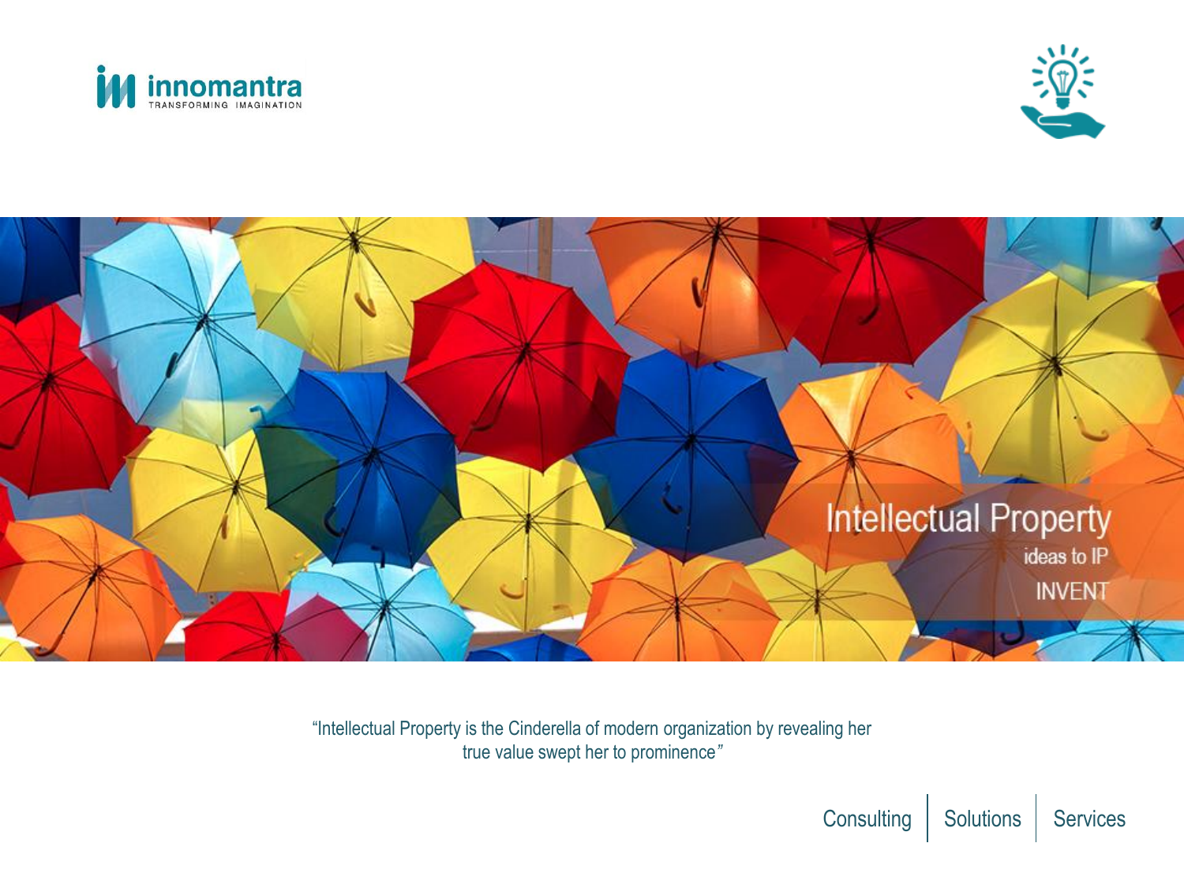innomantra
TRANSFORMING IMAGINATION

# Intellectual Property

ideas to IP

INVENT

"Intellectual Property is the Cinderella of modern organization by revealing her true value swept her to prominence"

Consulting | Solutions | Services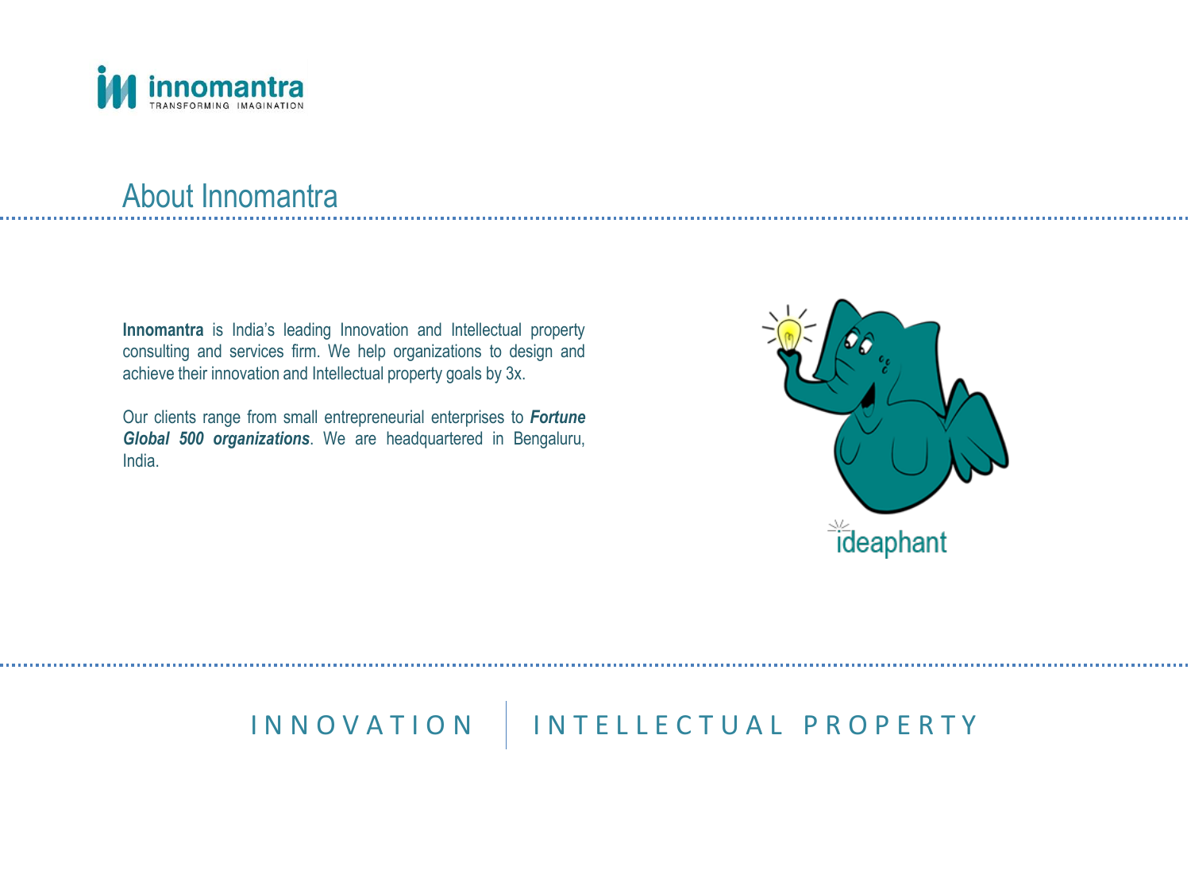## About Innomantra

**Innomantra** is India's leading Innovation and Intellectual property consulting and services firm. We help organizations to design and achieve their innovation and Intellectual property goals by 3x.

Our clients range from small entrepreneurial enterprises to ***Fortune Global 500 organizations***. We are headquartered in Bengaluru, India.

ideaphant

INNOVATION | INTELLECTUAL PROPERTY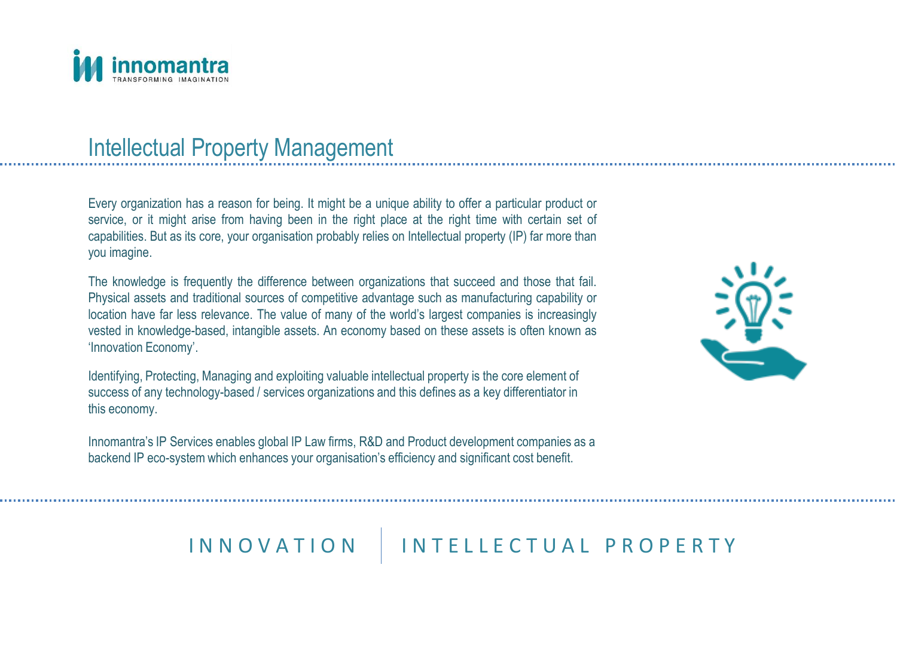# Intellectual Property Management

Every organization has a reason for being. It might be a unique ability to offer a particular product or service, or it might arise from having been in the right place at the right time with certain set of capabilities. But as its core, your organisation probably relies on Intellectual property (IP) far more than you imagine.

The knowledge is frequently the difference between organizations that succeed and those that fail. Physical assets and traditional sources of competitive advantage such as manufacturing capability or location have far less relevance. The value of many of the world's largest companies is increasingly vested in knowledge-based, intangible assets. An economy based on these assets is often known as 'Innovation Economy'.

Identifying, Protecting, Managing and exploiting valuable intellectual property is the core element of success of any technology-based / services organizations and this defines as a key differentiator in this economy.

Innomantra's IP Services enables global IP Law firms, R&D and Product development companies as a backend IP eco-system which enhances your organisation's efficiency and significant cost benefit.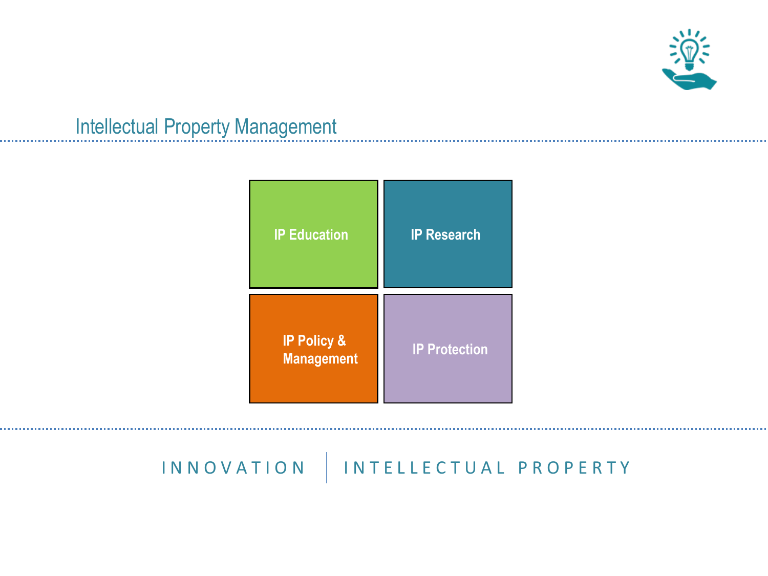## Intellectual Property Management

- IP Education
- IP Research
- IP Policy & Management
- IP Protection

INNOVATION | INTELLECTUAL PROPERTY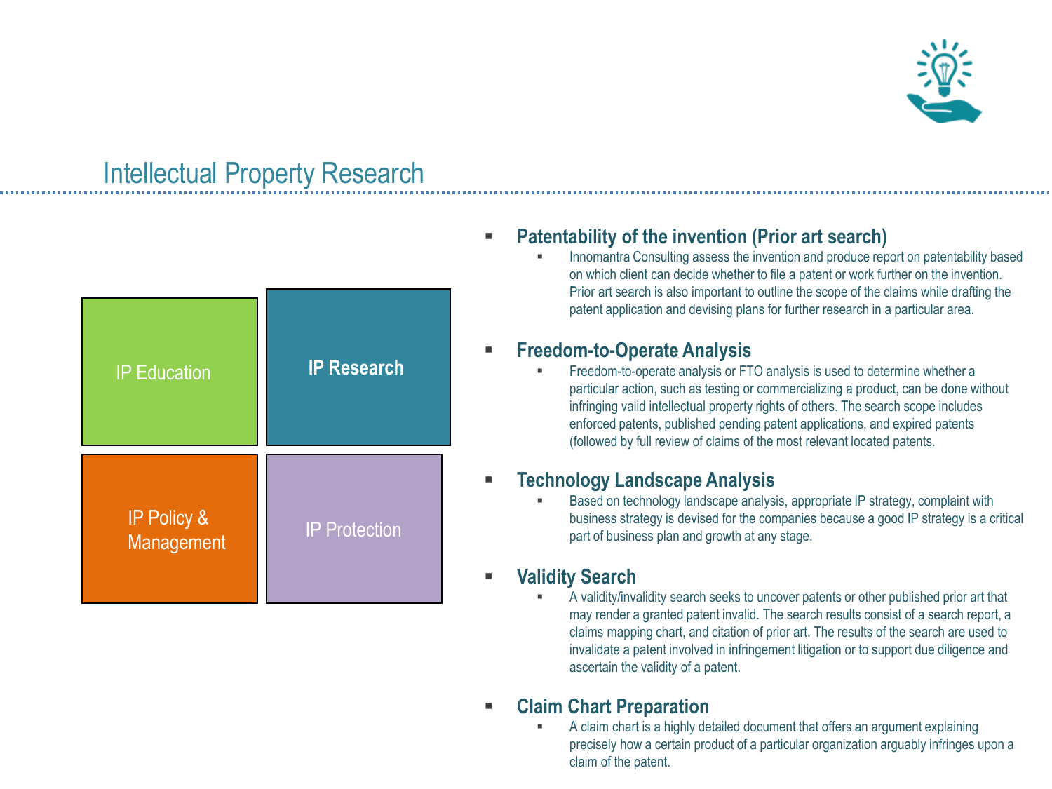# Intellectual Property Research

IP Education | **IP Research**

IP Policy & Management | IP Protection

- **Patentability of the invention (Prior art search)**
  - Innomantra Consulting assess the invention and produce report on patentability based on which client can decide whether to file a patent or work further on the invention. Prior art search is also important to outline the scope of the claims while drafting the patent application and devising plans for further research in a particular area.

- **Freedom-to-Operate Analysis**
  - Freedom-to-operate analysis or FTO analysis is used to determine whether a particular action, such as testing or commercializing a product, can be done without infringing valid intellectual property rights of others. The search scope includes enforced patents, published pending patent applications, and expired patents (followed by full review of claims of the most relevant located patents.

- **Technology Landscape Analysis**
  - Based on technology landscape analysis, appropriate IP strategy, complaint with business strategy is devised for the companies because a good IP strategy is a critical part of business plan and growth at any stage.

- **Validity Search**
  - A validity/invalidity search seeks to uncover patents or other published prior art that may render a granted patent invalid. The search results consist of a search report, a claims mapping chart, and citation of prior art. The results of the search are used to invalidate a patent involved in infringement litigation or to support due diligence and ascertain the validity of a patent.

- **Claim Chart Preparation**
  - A claim chart is a highly detailed document that offers an argument explaining precisely how a certain product of a particular organization arguably infringes upon a claim of the patent.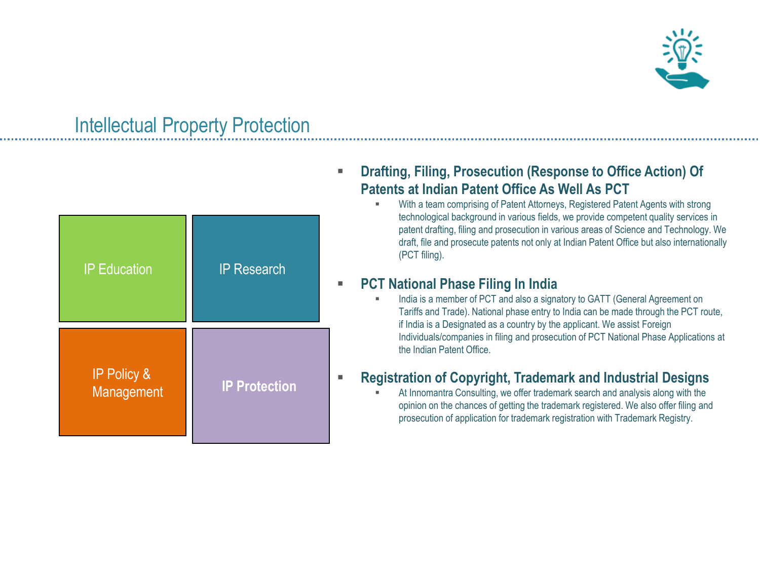## Intellectual Property Protection

IP Education

IP Research

IP Policy & Management

**IP Protection**

- **Drafting, Filing, Prosecution (Response to Office Action) Of Patents at Indian Patent Office As Well As PCT**
  - With a team comprising of Patent Attorneys, Registered Patent Agents with strong technological background in various fields, we provide competent quality services in patent drafting, filing and prosecution in various areas of Science and Technology. We draft, file and prosecute patents not only at Indian Patent Office but also internationally (PCT filing).
- **PCT National Phase Filing In India**
  - India is a member of PCT and also a signatory to GATT (General Agreement on Tariffs and Trade). National phase entry to India can be made through the PCT route, if India is a Designated as a country by the applicant. We assist Foreign Individuals/companies in filing and prosecution of PCT National Phase Applications at the Indian Patent Office.
- **Registration of Copyright, Trademark and Industrial Designs**
  - At Innomantra Consulting, we offer trademark search and analysis along with the opinion on the chances of getting the trademark registered. We also offer filing and prosecution of application for trademark registration with Trademark Registry.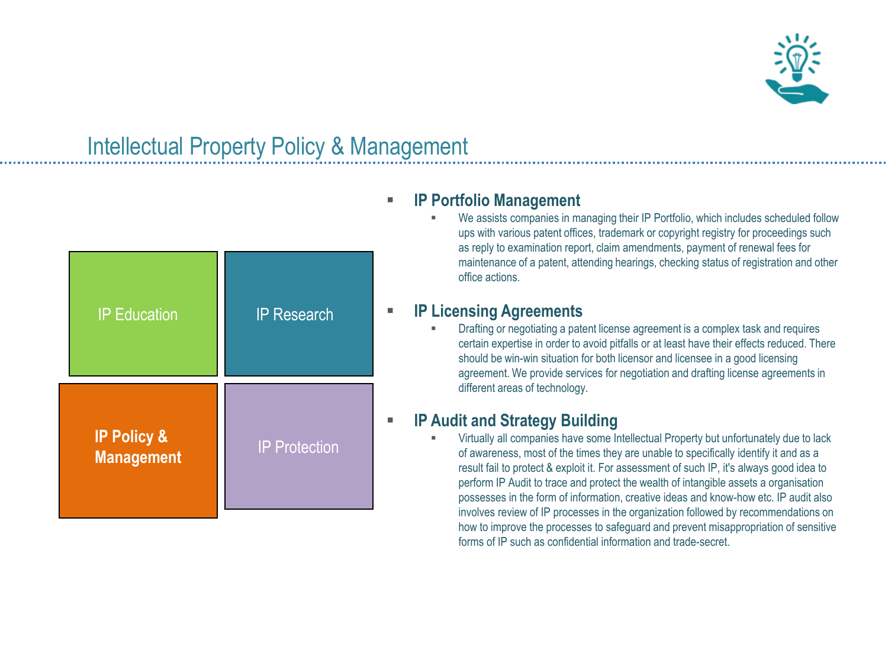# Intellectual Property Policy & Management

IP Education

IP Research

**IP Policy & Management**

IP Protection

- **IP Portfolio Management**
  - We assists companies in managing their IP Portfolio, which includes scheduled follow ups with various patent offices, trademark or copyright registry for proceedings such as reply to examination report, claim amendments, payment of renewal fees for maintenance of a patent, attending hearings, checking status of registration and other office actions.

- **IP Licensing Agreements**
  - Drafting or negotiating a patent license agreement is a complex task and requires certain expertise in order to avoid pitfalls or at least have their effects reduced. There should be win-win situation for both licensor and licensee in a good licensing agreement. We provide services for negotiation and drafting license agreements in different areas of technology.

- **IP Audit and Strategy Building**
  - Virtually all companies have some Intellectual Property but unfortunately due to lack of awareness, most of the times they are unable to specifically identify it and as a result fail to protect & exploit it. For assessment of such IP, it's always good idea to perform IP Audit to trace and protect the wealth of intangible assets a organisation possesses in the form of information, creative ideas and know-how etc. IP audit also involves review of IP processes in the organization followed by recommendations on how to improve the processes to safeguard and prevent misappropriation of sensitive forms of IP such as confidential information and trade-secret.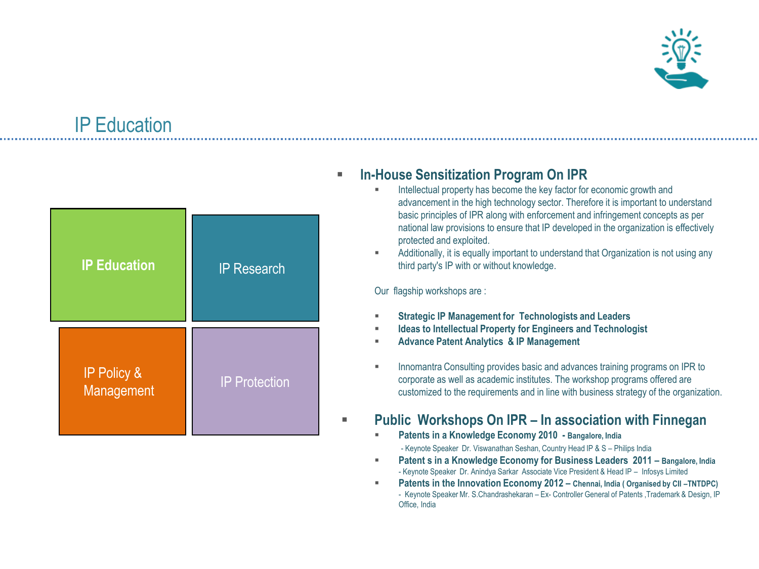## IP Education

IP Education

IP Research

IP Policy & Management

IP Protection

- **In-House Sensitization Program On IPR**
  - Intellectual property has become the key factor for economic growth and advancement in the high technology sector. Therefore it is important to understand basic principles of IPR along with enforcement and infringement concepts as per national law provisions to ensure that IP developed in the organization is effectively protected and exploited.
  - Additionally, it is equally important to understand that Organization is not using any third party's IP with or without knowledge.

  Our flagship workshops are :

  - **Strategic IP Management for Technologists and Leaders**
  - **Ideas to Intellectual Property for Engineers and Technologist**
  - **Advance Patent Analytics & IP Management**

  - Innomantra Consulting provides basic and advances training programs on IPR to corporate as well as academic institutes. The workshop programs offered are customized to the requirements and in line with business strategy of the organization.

- **Public Workshops On IPR – In association with Finnegan**
  - **Patents in a Knowledge Economy 2010 - Bangalore, India**
    - Keynote Speaker Dr. Viswanathan Seshan, Country Head IP & S – Philips India
  - **Patent s in a Knowledge Economy for Business Leaders 2011 – Bangalore, India**
    - Keynote Speaker Dr. Anindya Sarkar Associate Vice President & Head IP – Infosys Limited
  - **Patents in the Innovation Economy 2012 – Chennai, India ( Organised by CII –TNTDPC)**
    - Keynote Speaker Mr. S.Chandrashekaran – Ex- Controller General of Patents ,Trademark & Design, IP Office, India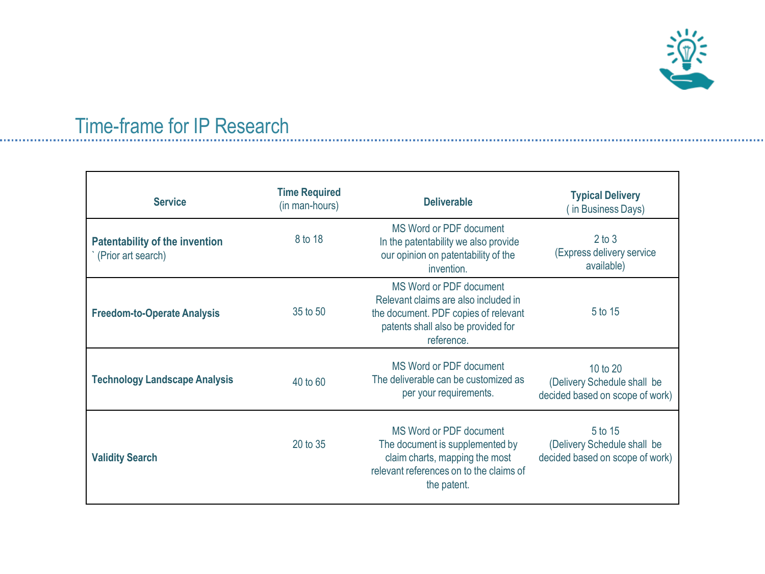## Time-frame for IP Research

| Service | Time Required (in man-hours) | Deliverable | Typical Delivery ( in Business Days) |
|---|---|---|---|
| **Patentability of the invention** ` (Prior art search) | 8 to 18 | MS Word or PDF document In the patentability we also provide our opinion on patentability of the invention. | 2 to 3 (Express delivery service available) |
| **Freedom-to-Operate Analysis** | 35 to 50 | MS Word or PDF document Relevant claims are also included in the document. PDF copies of relevant patents shall also be provided for reference. | 5 to 15 |
| **Technology Landscape Analysis** | 40 to 60 | MS Word or PDF document The deliverable can be customized as per your requirements. | 10 to 20 (Delivery Schedule shall be decided based on scope of work) |
| **Validity Search** | 20 to 35 | MS Word or PDF document The document is supplemented by claim charts, mapping the most relevant references on to the claims of the patent. | 5 to 15 (Delivery Schedule shall be decided based on scope of work) |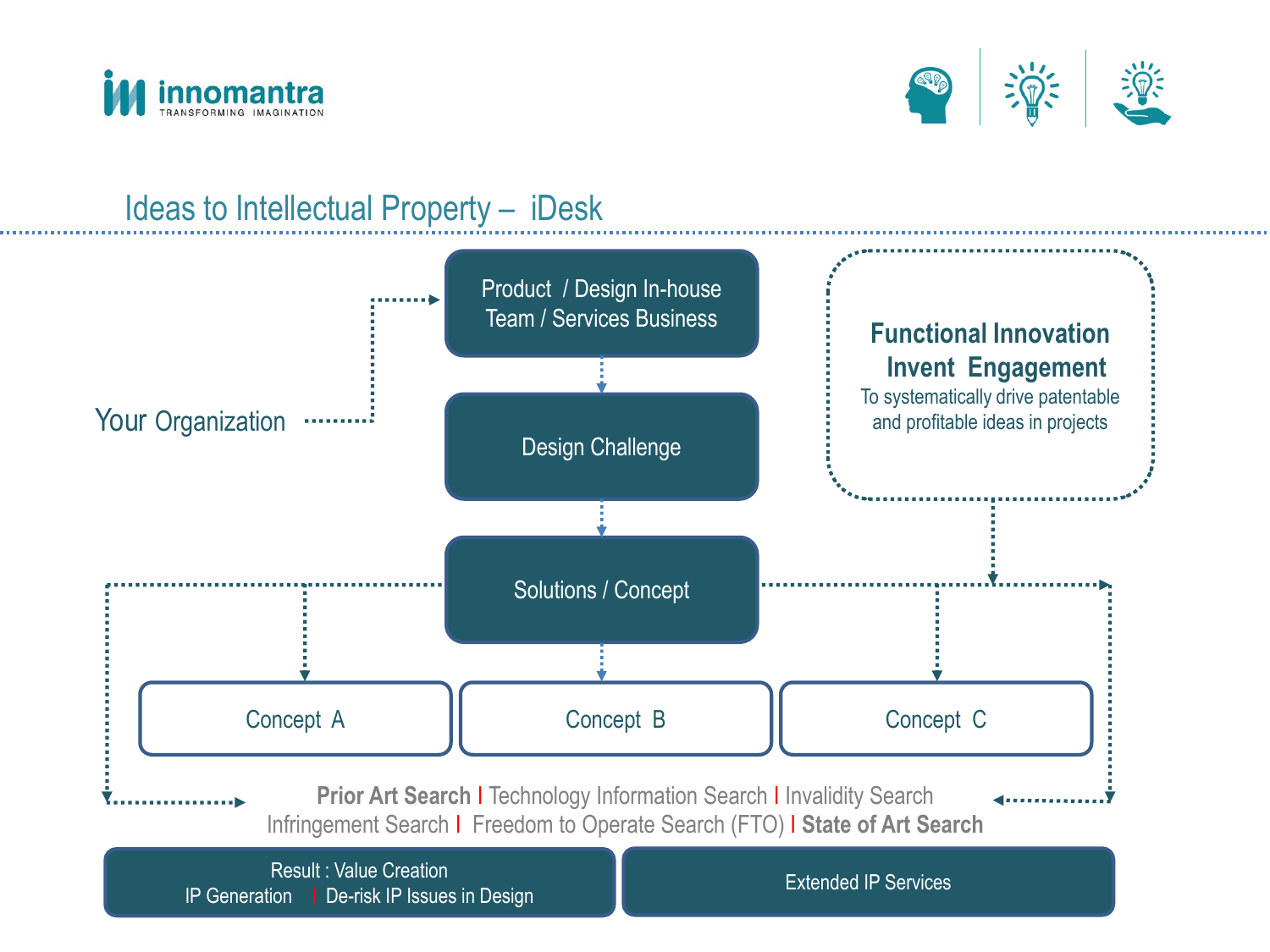## Ideas to Intellectual Property – iDesk

Your Organization

Product / Design In-house Team / Services Business

Design Challenge

Solutions / Concept

**Functional Innovation Invent Engagement**

To systematically drive patentable and profitable ideas in projects

Concept A

Concept B

Concept C

**Prior Art Search** | Technology Information Search | Invalidity Search
Infringement Search | Freedom to Operate Search (FTO) | **State of Art Search**

Result : Value Creation
IP Generation | De-risk IP Issues in Design

Extended IP Services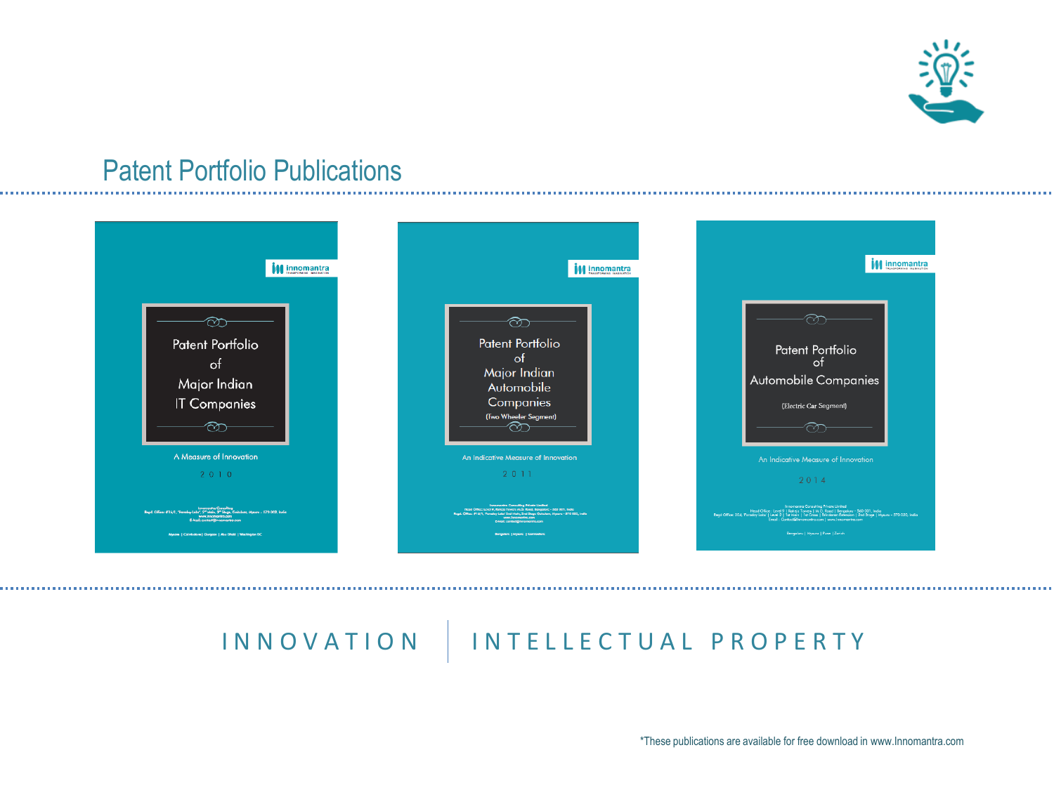## Patent Portfolio Publications

Patent Portfolio of Major Indian IT Companies

A Measure of Innovation

2010

Patent Portfolio of Major Indian Automobile Companies (Two Wheeler Segment)

An Indicative Measure of Innovation

2011

Patent Portfolio of Automobile Companies (Electric Car Segment)

An Indicative Measure of Innovation

2014

INNOVATION | INTELLECTUAL PROPERTY

*These publications are available for free download in www.Innomantra.com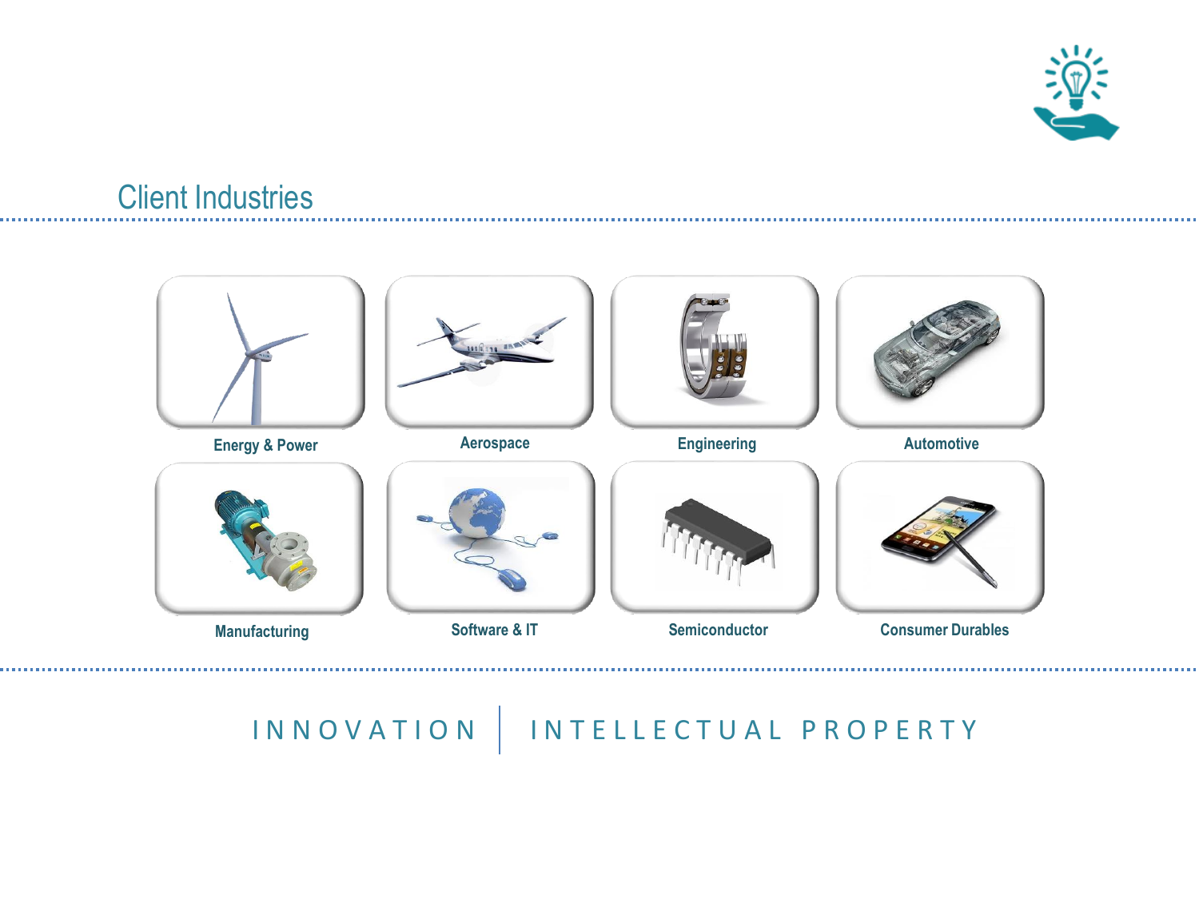## Client Industries

Energy & Power

Aerospace

Engineering

Automotive

Manufacturing

Software & IT

Semiconductor

Consumer Durables

INNOVATION | INTELLECTUAL PROPERTY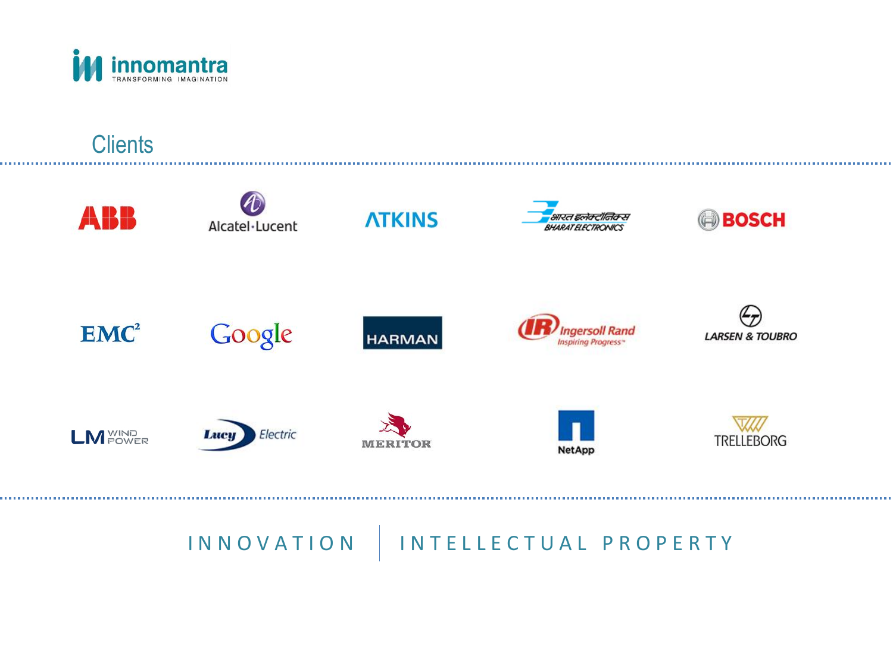innomantra

TRANSFORMING IMAGINATION

## Clients

ABB

Alcatel·Lucent

ATKINS

भारत इलेक्ट्रॉनिक्स BHARAT ELECTRONICS

BOSCH

EMC²

Google

HARMAN

Ingersoll Rand Inspiring Progress

LARSEN & TOUBRO

LM WIND POWER

Lucy Electric

MERITOR

NetApp

TRELLEBORG

INNOVATION | INTELLECTUAL PROPERTY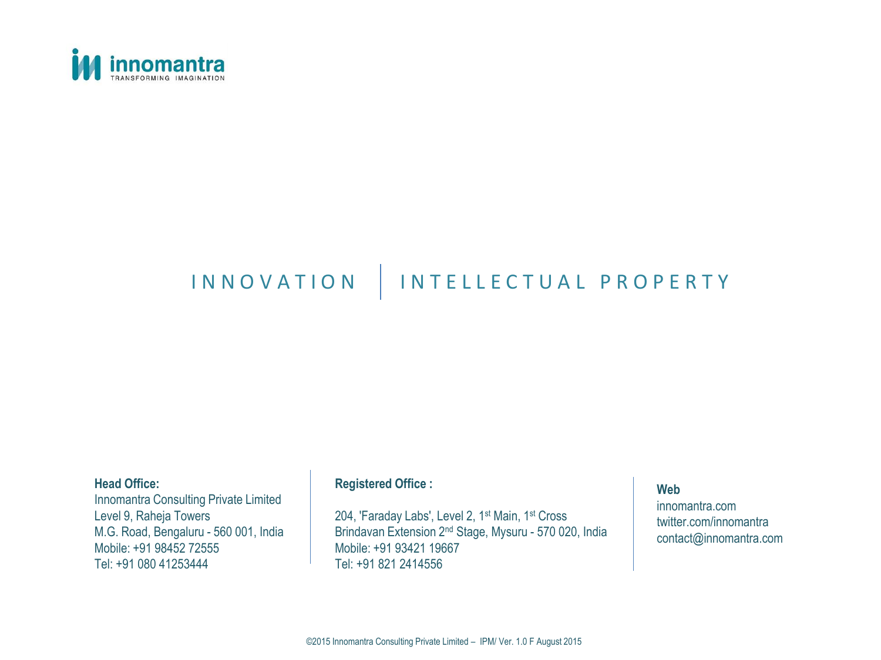innomantra
TRANSFORMING IMAGINATION

INNOVATION | INTELLECTUAL PROPERTY

**Head Office:**
Innomantra Consulting Private Limited
Level 9, Raheja Towers
M.G. Road, Bengaluru - 560 001, India
Mobile: +91 98452 72555
Tel: +91 080 41253444

**Registered Office :**

204, 'Faraday Labs', Level 2, 1st Main, 1st Cross
Brindavan Extension 2nd Stage, Mysuru - 570 020, India
Mobile: +91 93421 19667
Tel: +91 821 2414556

**Web**
innomantra.com
twitter.com/innomantra
contact@innomantra.com

©2015 Innomantra Consulting Private Limited – IPM/ Ver. 1.0 F August 2015